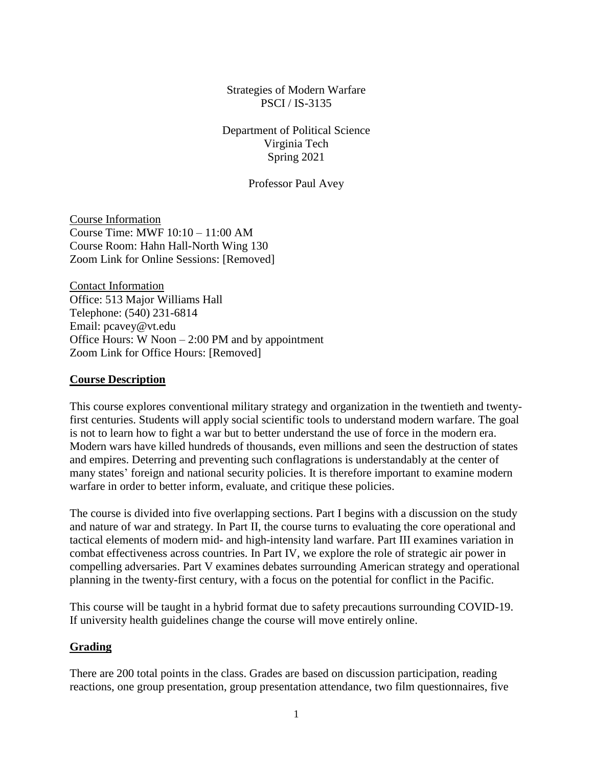Strategies of Modern Warfare
PSCI / IS-3135

Department of Political Science
Virginia Tech
Spring 2021

Professor Paul Avey

Course Information
Course Time: MWF 10:10 – 11:00 AM
Course Room: Hahn Hall-North Wing 130
Zoom Link for Online Sessions: [Removed]

Contact Information
Office: 513 Major Williams Hall
Telephone: (540) 231-6814
Email: pcavey@vt.edu
Office Hours: W Noon – 2:00 PM and by appointment
Zoom Link for Office Hours: [Removed]

## Course Description

This course explores conventional military strategy and organization in the twentieth and twenty-first centuries. Students will apply social scientific tools to understand modern warfare. The goal is not to learn how to fight a war but to better understand the use of force in the modern era. Modern wars have killed hundreds of thousands, even millions and seen the destruction of states and empires. Deterring and preventing such conflagrations is understandably at the center of many states' foreign and national security policies. It is therefore important to examine modern warfare in order to better inform, evaluate, and critique these policies.

The course is divided into five overlapping sections. Part I begins with a discussion on the study and nature of war and strategy. In Part II, the course turns to evaluating the core operational and tactical elements of modern mid- and high-intensity land warfare. Part III examines variation in combat effectiveness across countries. In Part IV, we explore the role of strategic air power in compelling adversaries. Part V examines debates surrounding American strategy and operational planning in the twenty-first century, with a focus on the potential for conflict in the Pacific.

This course will be taught in a hybrid format due to safety precautions surrounding COVID-19. If university health guidelines change the course will move entirely online.

## Grading

There are 200 total points in the class. Grades are based on discussion participation, reading reactions, one group presentation, group presentation attendance, two film questionnaires, five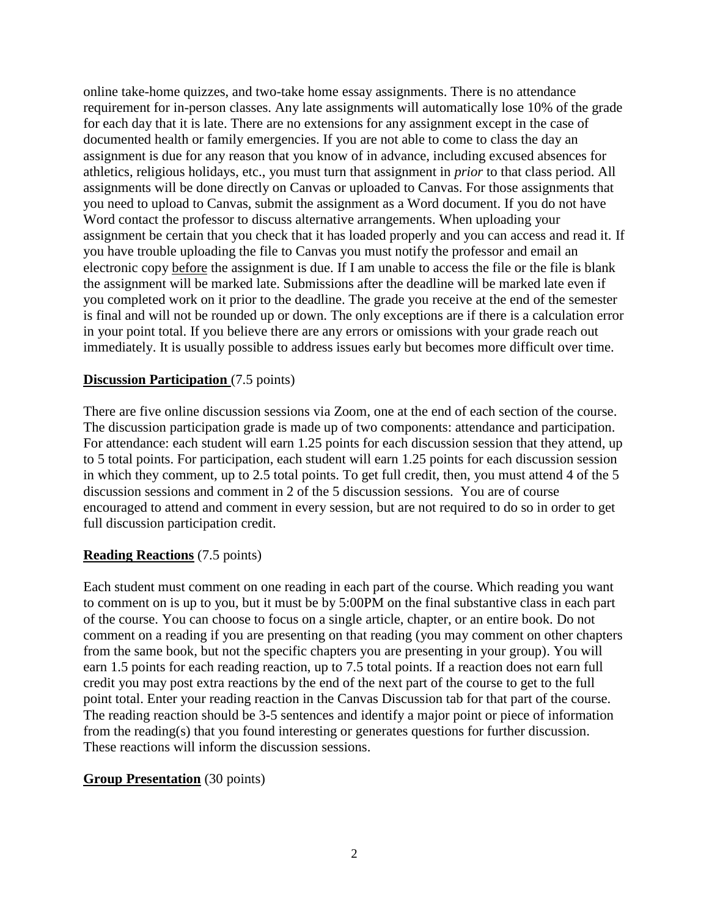online take-home quizzes, and two-take home essay assignments. There is no attendance requirement for in-person classes. Any late assignments will automatically lose 10% of the grade for each day that it is late. There are no extensions for any assignment except in the case of documented health or family emergencies. If you are not able to come to class the day an assignment is due for any reason that you know of in advance, including excused absences for athletics, religious holidays, etc., you must turn that assignment in *prior* to that class period. All assignments will be done directly on Canvas or uploaded to Canvas. For those assignments that you need to upload to Canvas, submit the assignment as a Word document. If you do not have Word contact the professor to discuss alternative arrangements. When uploading your assignment be certain that you check that it has loaded properly and you can access and read it. If you have trouble uploading the file to Canvas you must notify the professor and email an electronic copy before the assignment is due. If I am unable to access the file or the file is blank the assignment will be marked late. Submissions after the deadline will be marked late even if you completed work on it prior to the deadline. The grade you receive at the end of the semester is final and will not be rounded up or down. The only exceptions are if there is a calculation error in your point total. If you believe there are any errors or omissions with your grade reach out immediately. It is usually possible to address issues early but becomes more difficult over time.

**Discussion Participation** (7.5 points)

There are five online discussion sessions via Zoom, one at the end of each section of the course. The discussion participation grade is made up of two components: attendance and participation. For attendance: each student will earn 1.25 points for each discussion session that they attend, up to 5 total points. For participation, each student will earn 1.25 points for each discussion session in which they comment, up to 2.5 total points. To get full credit, then, you must attend 4 of the 5 discussion sessions and comment in 2 of the 5 discussion sessions. You are of course encouraged to attend and comment in every session, but are not required to do so in order to get full discussion participation credit.

**Reading Reactions** (7.5 points)

Each student must comment on one reading in each part of the course. Which reading you want to comment on is up to you, but it must be by 5:00PM on the final substantive class in each part of the course. You can choose to focus on a single article, chapter, or an entire book. Do not comment on a reading if you are presenting on that reading (you may comment on other chapters from the same book, but not the specific chapters you are presenting in your group). You will earn 1.5 points for each reading reaction, up to 7.5 total points. If a reaction does not earn full credit you may post extra reactions by the end of the next part of the course to get to the full point total. Enter your reading reaction in the Canvas Discussion tab for that part of the course. The reading reaction should be 3-5 sentences and identify a major point or piece of information from the reading(s) that you found interesting or generates questions for further discussion. These reactions will inform the discussion sessions.

**Group Presentation** (30 points)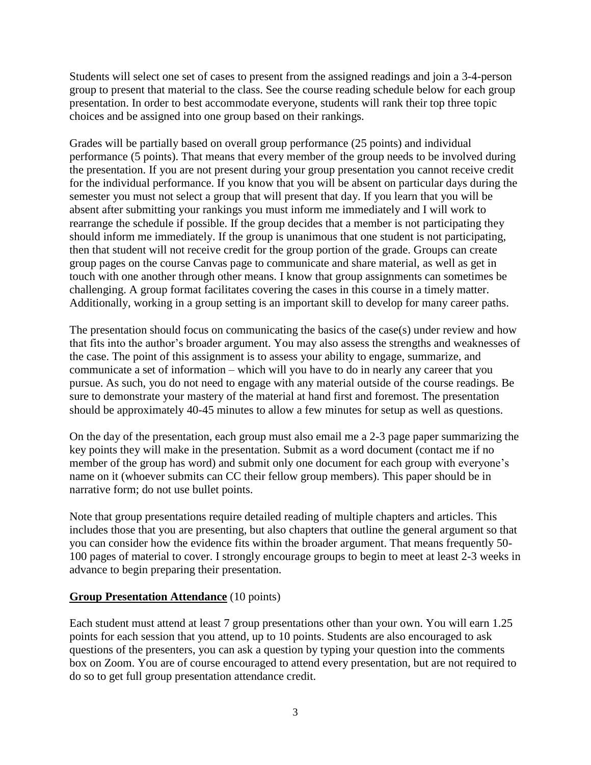Students will select one set of cases to present from the assigned readings and join a 3-4-person group to present that material to the class. See the course reading schedule below for each group presentation. In order to best accommodate everyone, students will rank their top three topic choices and be assigned into one group based on their rankings.

Grades will be partially based on overall group performance (25 points) and individual performance (5 points). That means that every member of the group needs to be involved during the presentation. If you are not present during your group presentation you cannot receive credit for the individual performance. If you know that you will be absent on particular days during the semester you must not select a group that will present that day. If you learn that you will be absent after submitting your rankings you must inform me immediately and I will work to rearrange the schedule if possible. If the group decides that a member is not participating they should inform me immediately. If the group is unanimous that one student is not participating, then that student will not receive credit for the group portion of the grade. Groups can create group pages on the course Canvas page to communicate and share material, as well as get in touch with one another through other means. I know that group assignments can sometimes be challenging. A group format facilitates covering the cases in this course in a timely matter. Additionally, working in a group setting is an important skill to develop for many career paths.

The presentation should focus on communicating the basics of the case(s) under review and how that fits into the author's broader argument. You may also assess the strengths and weaknesses of the case. The point of this assignment is to assess your ability to engage, summarize, and communicate a set of information – which will you have to do in nearly any career that you pursue. As such, you do not need to engage with any material outside of the course readings. Be sure to demonstrate your mastery of the material at hand first and foremost. The presentation should be approximately 40-45 minutes to allow a few minutes for setup as well as questions.

On the day of the presentation, each group must also email me a 2-3 page paper summarizing the key points they will make in the presentation. Submit as a word document (contact me if no member of the group has word) and submit only one document for each group with everyone's name on it (whoever submits can CC their fellow group members). This paper should be in narrative form; do not use bullet points.

Note that group presentations require detailed reading of multiple chapters and articles. This includes those that you are presenting, but also chapters that outline the general argument so that you can consider how the evidence fits within the broader argument. That means frequently 50-100 pages of material to cover. I strongly encourage groups to begin to meet at least 2-3 weeks in advance to begin preparing their presentation.

**Group Presentation Attendance** (10 points)

Each student must attend at least 7 group presentations other than your own. You will earn 1.25 points for each session that you attend, up to 10 points. Students are also encouraged to ask questions of the presenters, you can ask a question by typing your question into the comments box on Zoom. You are of course encouraged to attend every presentation, but are not required to do so to get full group presentation attendance credit.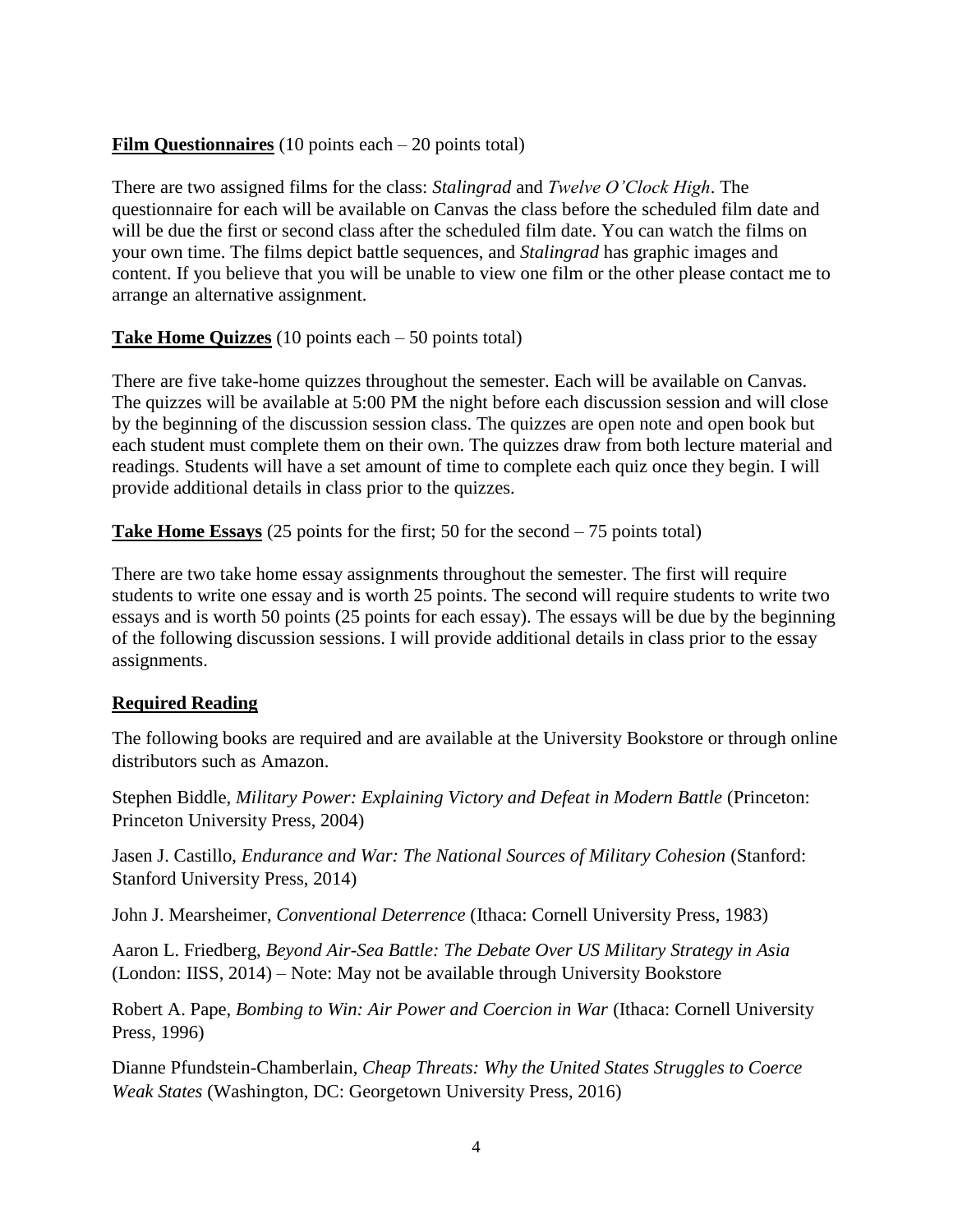**Film Questionnaires** (10 points each – 20 points total)

There are two assigned films for the class: *Stalingrad* and *Twelve O'Clock High*. The questionnaire for each will be available on Canvas the class before the scheduled film date and will be due the first or second class after the scheduled film date. You can watch the films on your own time. The films depict battle sequences, and *Stalingrad* has graphic images and content. If you believe that you will be unable to view one film or the other please contact me to arrange an alternative assignment.

**Take Home Quizzes** (10 points each – 50 points total)

There are five take-home quizzes throughout the semester. Each will be available on Canvas. The quizzes will be available at 5:00 PM the night before each discussion session and will close by the beginning of the discussion session class. The quizzes are open note and open book but each student must complete them on their own. The quizzes draw from both lecture material and readings. Students will have a set amount of time to complete each quiz once they begin. I will provide additional details in class prior to the quizzes.

**Take Home Essays** (25 points for the first; 50 for the second – 75 points total)

There are two take home essay assignments throughout the semester. The first will require students to write one essay and is worth 25 points. The second will require students to write two essays and is worth 50 points (25 points for each essay). The essays will be due by the beginning of the following discussion sessions. I will provide additional details in class prior to the essay assignments.

## Required Reading

The following books are required and are available at the University Bookstore or through online distributors such as Amazon.

Stephen Biddle, *Military Power: Explaining Victory and Defeat in Modern Battle* (Princeton: Princeton University Press, 2004)

Jasen J. Castillo, *Endurance and War: The National Sources of Military Cohesion* (Stanford: Stanford University Press, 2014)

John J. Mearsheimer, *Conventional Deterrence* (Ithaca: Cornell University Press, 1983)

Aaron L. Friedberg, *Beyond Air-Sea Battle: The Debate Over US Military Strategy in Asia* (London: IISS, 2014) – Note: May not be available through University Bookstore

Robert A. Pape, *Bombing to Win: Air Power and Coercion in War* (Ithaca: Cornell University Press, 1996)

Dianne Pfundstein-Chamberlain, *Cheap Threats: Why the United States Struggles to Coerce Weak States* (Washington, DC: Georgetown University Press, 2016)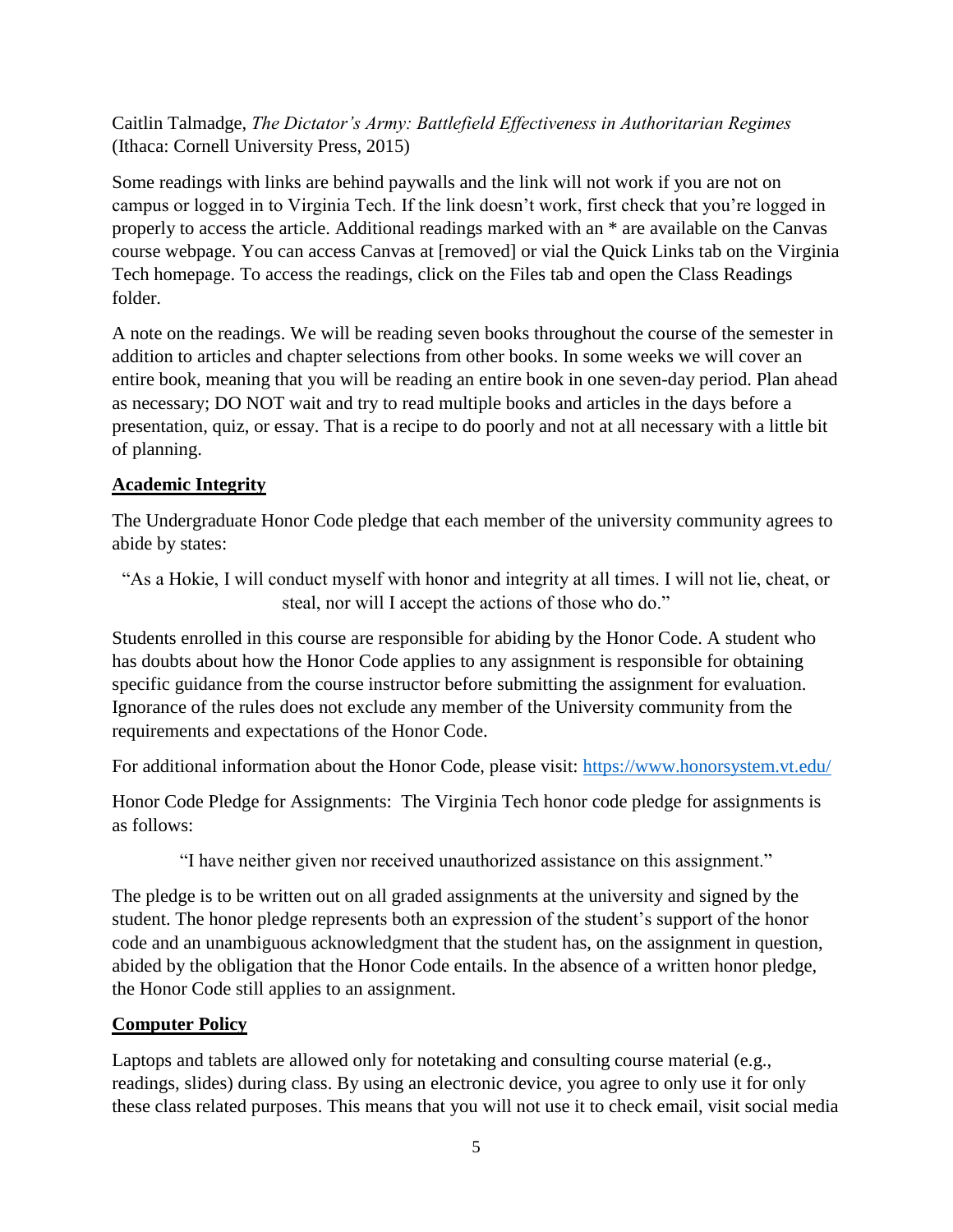Caitlin Talmadge, *The Dictator's Army: Battlefield Effectiveness in Authoritarian Regimes* (Ithaca: Cornell University Press, 2015)

Some readings with links are behind paywalls and the link will not work if you are not on campus or logged in to Virginia Tech. If the link doesn't work, first check that you're logged in properly to access the article. Additional readings marked with an * are available on the Canvas course webpage. You can access Canvas at [removed] or vial the Quick Links tab on the Virginia Tech homepage. To access the readings, click on the Files tab and open the Class Readings folder.

A note on the readings. We will be reading seven books throughout the course of the semester in addition to articles and chapter selections from other books. In some weeks we will cover an entire book, meaning that you will be reading an entire book in one seven-day period. Plan ahead as necessary; DO NOT wait and try to read multiple books and articles in the days before a presentation, quiz, or essay. That is a recipe to do poorly and not at all necessary with a little bit of planning.

## Academic Integrity

The Undergraduate Honor Code pledge that each member of the university community agrees to abide by states:

> "As a Hokie, I will conduct myself with honor and integrity at all times. I will not lie, cheat, or steal, nor will I accept the actions of those who do."

Students enrolled in this course are responsible for abiding by the Honor Code. A student who has doubts about how the Honor Code applies to any assignment is responsible for obtaining specific guidance from the course instructor before submitting the assignment for evaluation. Ignorance of the rules does not exclude any member of the University community from the requirements and expectations of the Honor Code.

For additional information about the Honor Code, please visit: https://www.honorsystem.vt.edu/

Honor Code Pledge for Assignments: The Virginia Tech honor code pledge for assignments is as follows:

> "I have neither given nor received unauthorized assistance on this assignment."

The pledge is to be written out on all graded assignments at the university and signed by the student. The honor pledge represents both an expression of the student's support of the honor code and an unambiguous acknowledgment that the student has, on the assignment in question, abided by the obligation that the Honor Code entails. In the absence of a written honor pledge, the Honor Code still applies to an assignment.

## Computer Policy

Laptops and tablets are allowed only for notetaking and consulting course material (e.g., readings, slides) during class. By using an electronic device, you agree to only use it for only these class related purposes. This means that you will not use it to check email, visit social media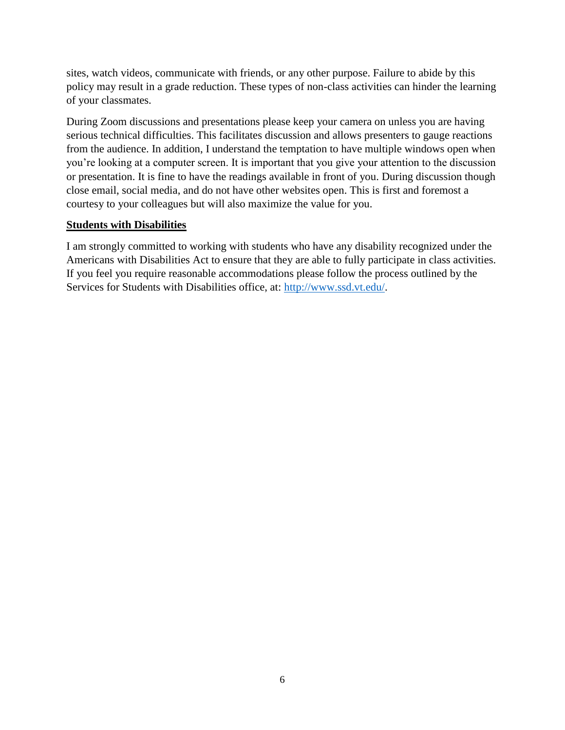sites, watch videos, communicate with friends, or any other purpose. Failure to abide by this policy may result in a grade reduction. These types of non-class activities can hinder the learning of your classmates.

During Zoom discussions and presentations please keep your camera on unless you are having serious technical difficulties. This facilitates discussion and allows presenters to gauge reactions from the audience. In addition, I understand the temptation to have multiple windows open when you're looking at a computer screen. It is important that you give your attention to the discussion or presentation. It is fine to have the readings available in front of you. During discussion though close email, social media, and do not have other websites open. This is first and foremost a courtesy to your colleagues but will also maximize the value for you.

**Students with Disabilities**

I am strongly committed to working with students who have any disability recognized under the Americans with Disabilities Act to ensure that they are able to fully participate in class activities. If you feel you require reasonable accommodations please follow the process outlined by the Services for Students with Disabilities office, at: [http://www.ssd.vt.edu/](http://www.ssd.vt.edu/).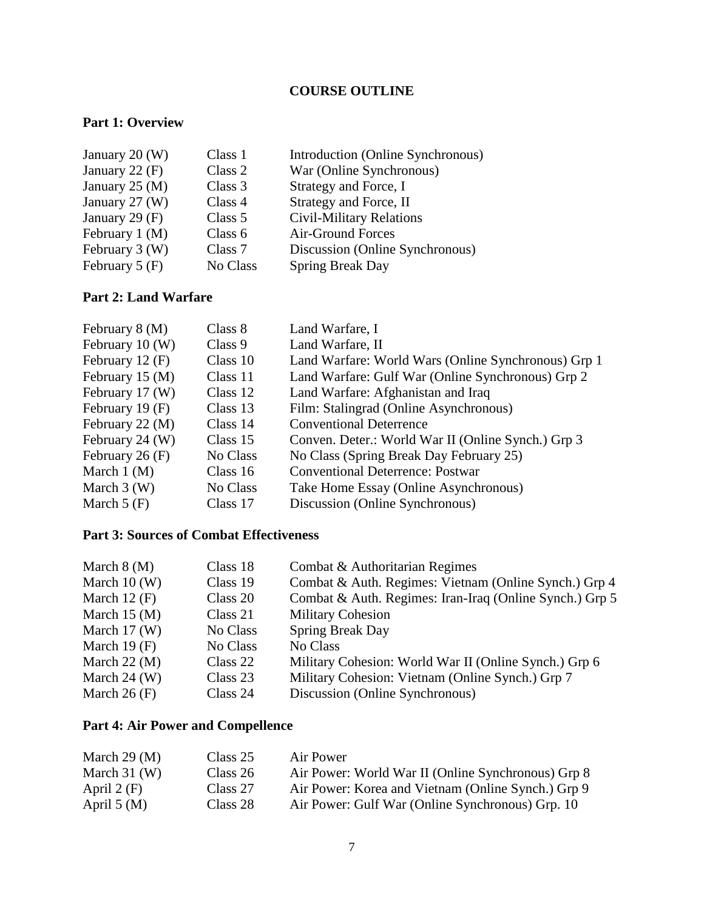## COURSE OUTLINE

### Part 1: Overview

| | | |
|---|---|---|
| January 20 (W) | Class 1 | Introduction (Online Synchronous) |
| January 22 (F) | Class 2 | War (Online Synchronous) |
| January 25 (M) | Class 3 | Strategy and Force, I |
| January 27 (W) | Class 4 | Strategy and Force, II |
| January 29 (F) | Class 5 | Civil-Military Relations |
| February 1 (M) | Class 6 | Air-Ground Forces |
| February 3 (W) | Class 7 | Discussion (Online Synchronous) |
| February 5 (F) | No Class | Spring Break Day |

### Part 2: Land Warfare

| | | |
|---|---|---|
| February 8 (M) | Class 8 | Land Warfare, I |
| February 10 (W) | Class 9 | Land Warfare, II |
| February 12 (F) | Class 10 | Land Warfare: World Wars (Online Synchronous) Grp 1 |
| February 15 (M) | Class 11 | Land Warfare: Gulf War (Online Synchronous) Grp 2 |
| February 17 (W) | Class 12 | Land Warfare: Afghanistan and Iraq |
| February 19 (F) | Class 13 | Film: Stalingrad (Online Asynchronous) |
| February 22 (M) | Class 14 | Conventional Deterrence |
| February 24 (W) | Class 15 | Conven. Deter.: World War II (Online Synch.) Grp 3 |
| February 26 (F) | No Class | No Class (Spring Break Day February 25) |
| March 1 (M) | Class 16 | Conventional Deterrence: Postwar |
| March 3 (W) | No Class | Take Home Essay (Online Asynchronous) |
| March 5 (F) | Class 17 | Discussion (Online Synchronous) |

### Part 3: Sources of Combat Effectiveness

| | | |
|---|---|---|
| March 8 (M) | Class 18 | Combat & Authoritarian Regimes |
| March 10 (W) | Class 19 | Combat & Auth. Regimes: Vietnam (Online Synch.) Grp 4 |
| March 12 (F) | Class 20 | Combat & Auth. Regimes: Iran-Iraq (Online Synch.) Grp 5 |
| March 15 (M) | Class 21 | Military Cohesion |
| March 17 (W) | No Class | Spring Break Day |
| March 19 (F) | No Class | No Class |
| March 22 (M) | Class 22 | Military Cohesion: World War II (Online Synch.) Grp 6 |
| March 24 (W) | Class 23 | Military Cohesion: Vietnam (Online Synch.) Grp 7 |
| March 26 (F) | Class 24 | Discussion (Online Synchronous) |

### Part 4: Air Power and Compellence

| | | |
|---|---|---|
| March 29 (M) | Class 25 | Air Power |
| March 31 (W) | Class 26 | Air Power: World War II (Online Synchronous) Grp 8 |
| April 2 (F) | Class 27 | Air Power: Korea and Vietnam (Online Synch.) Grp 9 |
| April 5 (M) | Class 28 | Air Power: Gulf War (Online Synchronous) Grp. 10 |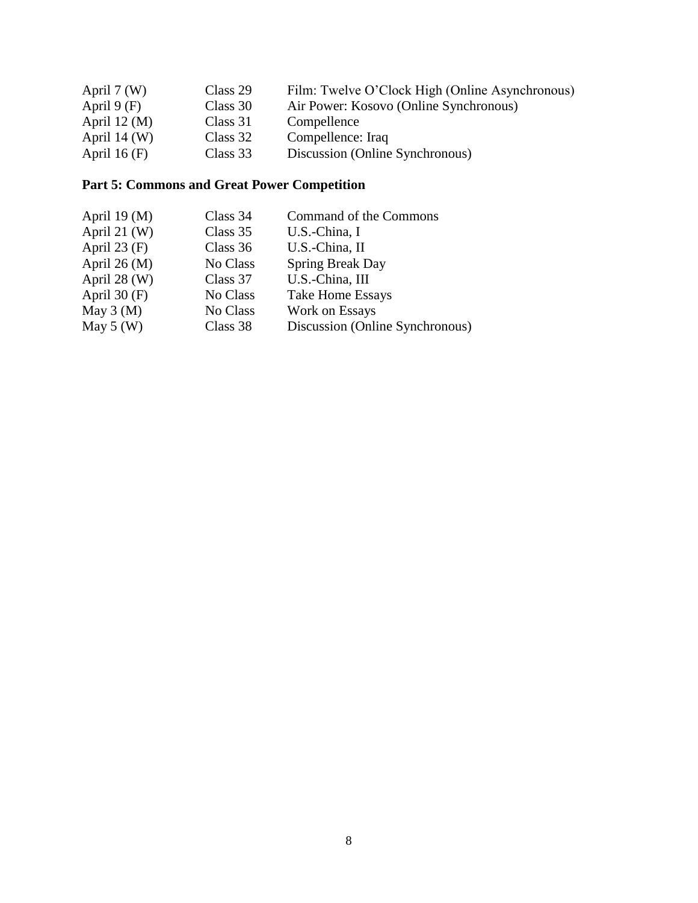| | | |
|---|---|---|
| April 7 (W) | Class 29 | Film: Twelve O'Clock High (Online Asynchronous) |
| April 9 (F) | Class 30 | Air Power: Kosovo (Online Synchronous) |
| April 12 (M) | Class 31 | Compellence |
| April 14 (W) | Class 32 | Compellence: Iraq |
| April 16 (F) | Class 33 | Discussion (Online Synchronous) |

**Part 5: Commons and Great Power Competition**

| | | |
|---|---|---|
| April 19 (M) | Class 34 | Command of the Commons |
| April 21 (W) | Class 35 | U.S.-China, I |
| April 23 (F) | Class 36 | U.S.-China, II |
| April 26 (M) | No Class | Spring Break Day |
| April 28 (W) | Class 37 | U.S.-China, III |
| April 30 (F) | No Class | Take Home Essays |
| May 3 (M) | No Class | Work on Essays |
| May 5 (W) | Class 38 | Discussion (Online Synchronous) |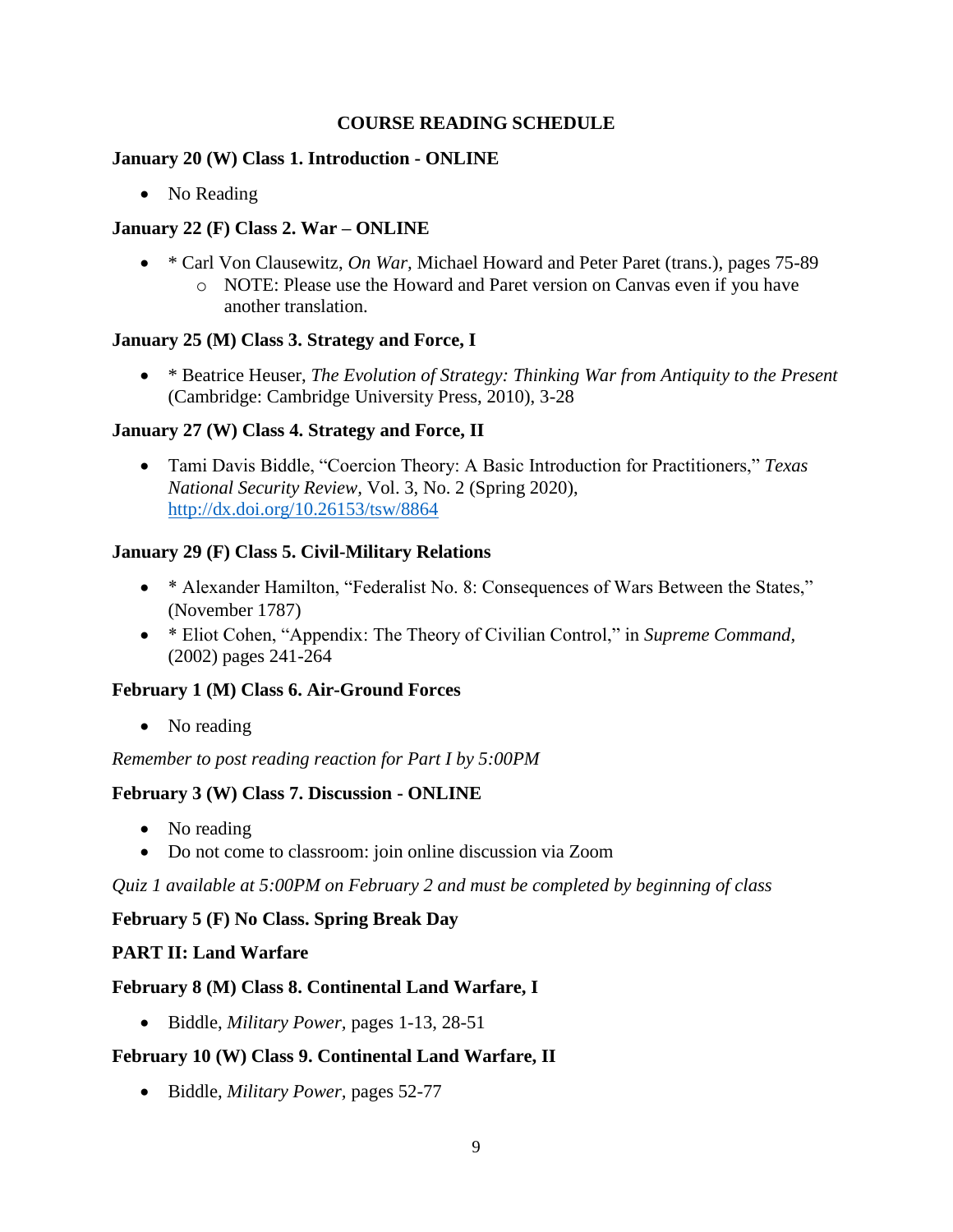## COURSE READING SCHEDULE

**January 20 (W) Class 1. Introduction - ONLINE**

- No Reading

**January 22 (F) Class 2. War – ONLINE**

- * Carl Von Clausewitz, *On War,* Michael Howard and Peter Paret (trans.), pages 75-89
  - NOTE: Please use the Howard and Paret version on Canvas even if you have another translation.

**January 25 (M) Class 3. Strategy and Force, I**

- * Beatrice Heuser, *The Evolution of Strategy: Thinking War from Antiquity to the Present* (Cambridge: Cambridge University Press, 2010), 3-28

**January 27 (W) Class 4. Strategy and Force, II**

- Tami Davis Biddle, "Coercion Theory: A Basic Introduction for Practitioners," *Texas National Security Review*, Vol. 3, No. 2 (Spring 2020), http://dx.doi.org/10.26153/tsw/8864

**January 29 (F) Class 5. Civil-Military Relations**

- * Alexander Hamilton, "Federalist No. 8: Consequences of Wars Between the States," (November 1787)
- * Eliot Cohen, "Appendix: The Theory of Civilian Control," in *Supreme Command,* (2002) pages 241-264

**February 1 (M) Class 6. Air-Ground Forces**

- No reading

*Remember to post reading reaction for Part I by 5:00PM*

**February 3 (W) Class 7. Discussion - ONLINE**

- No reading
- Do not come to classroom: join online discussion via Zoom

*Quiz 1 available at 5:00PM on February 2 and must be completed by beginning of class*

**February 5 (F) No Class. Spring Break Day**

**PART II: Land Warfare**

**February 8 (M) Class 8. Continental Land Warfare, I**

- Biddle, *Military Power,* pages 1-13, 28-51

**February 10 (W) Class 9. Continental Land Warfare, II**

- Biddle, *Military Power,* pages 52-77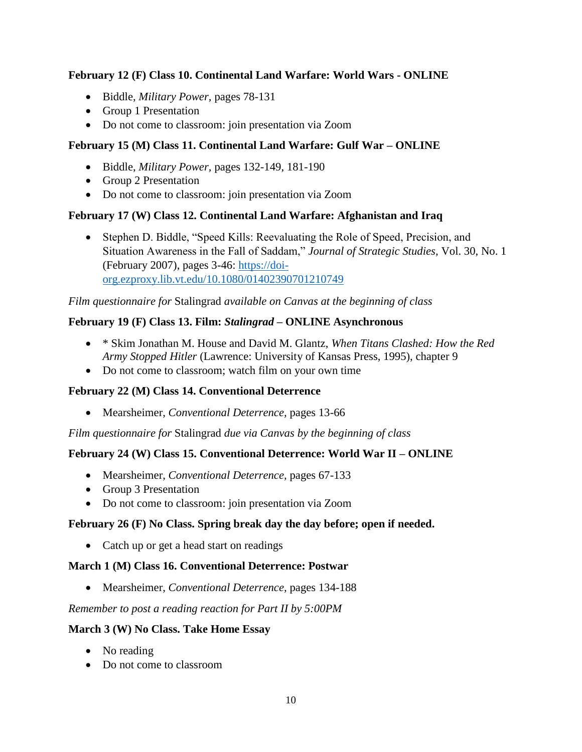**February 12 (F) Class 10. Continental Land Warfare: World Wars - ONLINE**

- Biddle, *Military Power,* pages 78-131
- Group 1 Presentation
- Do not come to classroom: join presentation via Zoom

**February 15 (M) Class 11. Continental Land Warfare: Gulf War – ONLINE**

- Biddle, *Military Power,* pages 132-149, 181-190
- Group 2 Presentation
- Do not come to classroom: join presentation via Zoom

**February 17 (W) Class 12. Continental Land Warfare: Afghanistan and Iraq**

- Stephen D. Biddle, "Speed Kills: Reevaluating the Role of Speed, Precision, and Situation Awareness in the Fall of Saddam," *Journal of Strategic Studies,* Vol. 30, No. 1 (February 2007), pages 3-46: [https://doi-org.ezproxy.lib.vt.edu/10.1080/01402390701210749](https://doi-org.ezproxy.lib.vt.edu/10.1080/01402390701210749)

*Film questionnaire for* Stalingrad *available on Canvas at the beginning of class*

**February 19 (F) Class 13. Film: *Stalingrad* – ONLINE Asynchronous**

- * Skim Jonathan M. House and David M. Glantz, *When Titans Clashed: How the Red Army Stopped Hitler* (Lawrence: University of Kansas Press, 1995), chapter 9
- Do not come to classroom; watch film on your own time

**February 22 (M) Class 14. Conventional Deterrence**

- Mearsheimer, *Conventional Deterrence,* pages 13-66

*Film questionnaire for* Stalingrad *due via Canvas by the beginning of class*

**February 24 (W) Class 15. Conventional Deterrence: World War II – ONLINE**

- Mearsheimer, *Conventional Deterrence,* pages 67-133
- Group 3 Presentation
- Do not come to classroom: join presentation via Zoom

**February 26 (F) No Class. Spring break day the day before; open if needed.**

- Catch up or get a head start on readings

**March 1 (M) Class 16. Conventional Deterrence: Postwar**

- Mearsheimer, *Conventional Deterrence,* pages 134-188

*Remember to post a reading reaction for Part II by 5:00PM*

**March 3 (W) No Class. Take Home Essay**

- No reading
- Do not come to classroom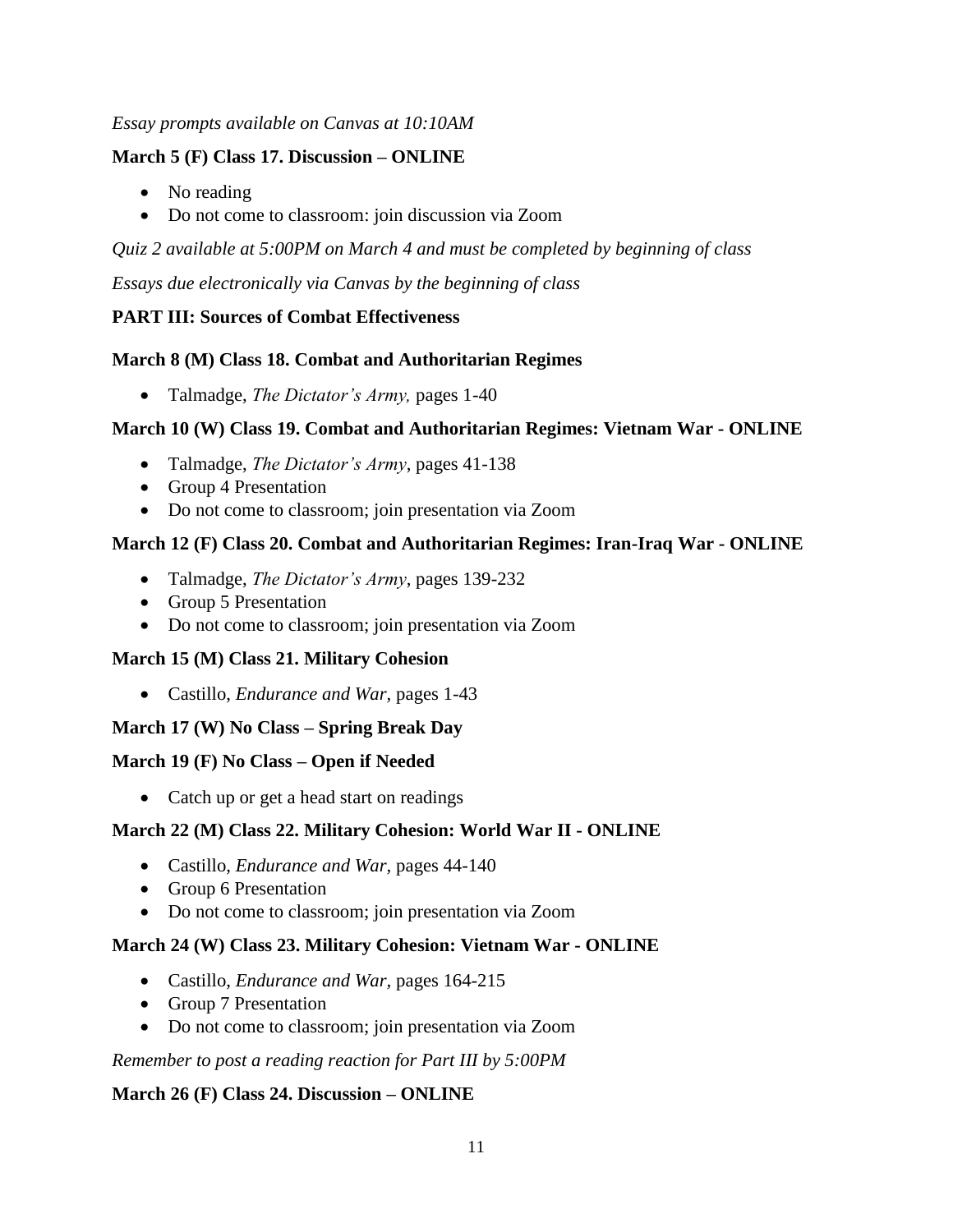*Essay prompts available on Canvas at 10:10AM*

**March 5 (F) Class 17. Discussion – ONLINE**

- No reading
- Do not come to classroom: join discussion via Zoom

*Quiz 2 available at 5:00PM on March 4 and must be completed by beginning of class*

*Essays due electronically via Canvas by the beginning of class*

**PART III: Sources of Combat Effectiveness**

**March 8 (M) Class 18. Combat and Authoritarian Regimes**

- Talmadge, *The Dictator's Army,* pages 1-40

**March 10 (W) Class 19. Combat and Authoritarian Regimes: Vietnam War - ONLINE**

- Talmadge, *The Dictator's Army*, pages 41-138
- Group 4 Presentation
- Do not come to classroom; join presentation via Zoom

**March 12 (F) Class 20. Combat and Authoritarian Regimes: Iran-Iraq War - ONLINE**

- Talmadge, *The Dictator's Army*, pages 139-232
- Group 5 Presentation
- Do not come to classroom; join presentation via Zoom

**March 15 (M) Class 21. Military Cohesion**

- Castillo, *Endurance and War,* pages 1-43

**March 17 (W) No Class – Spring Break Day**

**March 19 (F) No Class – Open if Needed**

- Catch up or get a head start on readings

**March 22 (M) Class 22. Military Cohesion: World War II - ONLINE**

- Castillo, *Endurance and War,* pages 44-140
- Group 6 Presentation
- Do not come to classroom; join presentation via Zoom

**March 24 (W) Class 23. Military Cohesion: Vietnam War - ONLINE**

- Castillo, *Endurance and War,* pages 164-215
- Group 7 Presentation
- Do not come to classroom; join presentation via Zoom

*Remember to post a reading reaction for Part III by 5:00PM*

**March 26 (F) Class 24. Discussion – ONLINE**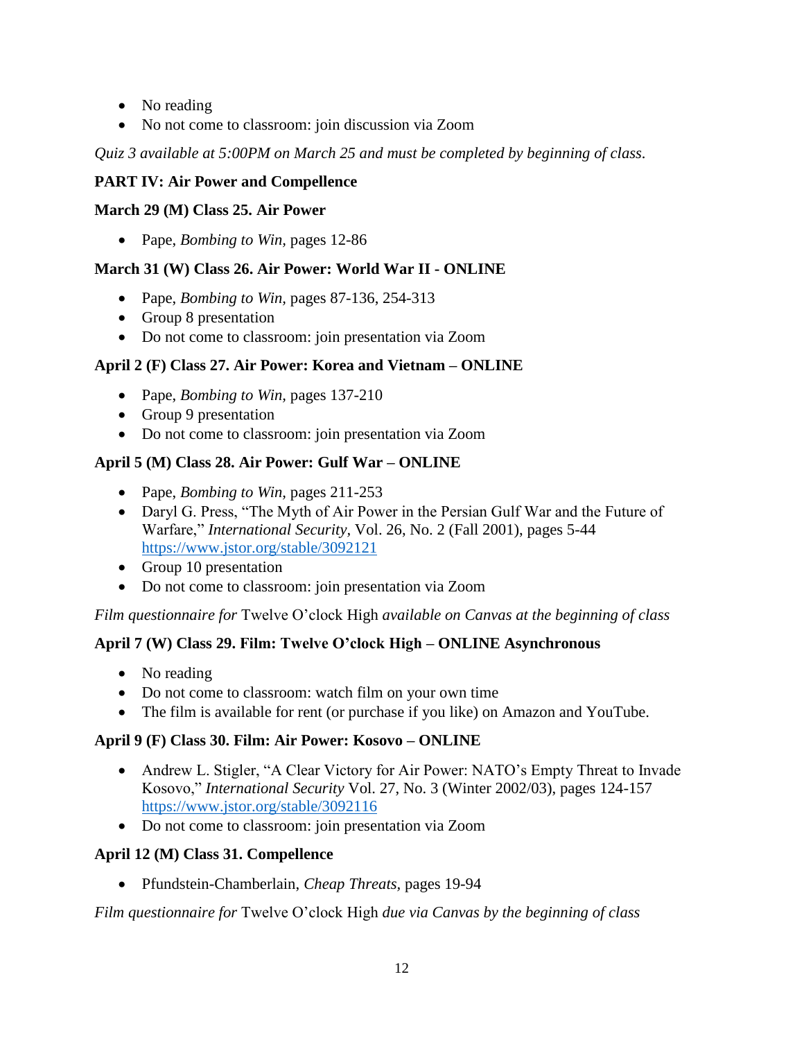- No reading
- No not come to classroom: join discussion via Zoom

*Quiz 3 available at 5:00PM on March 25 and must be completed by beginning of class.*

**PART IV: Air Power and Compellence**

**March 29 (M) Class 25. Air Power**

- Pape, *Bombing to Win*, pages 12-86

**March 31 (W) Class 26. Air Power: World War II - ONLINE**

- Pape, *Bombing to Win*, pages 87-136, 254-313
- Group 8 presentation
- Do not come to classroom: join presentation via Zoom

**April 2 (F) Class 27. Air Power: Korea and Vietnam – ONLINE**

- Pape, *Bombing to Win*, pages 137-210
- Group 9 presentation
- Do not come to classroom: join presentation via Zoom

**April 5 (M) Class 28. Air Power: Gulf War – ONLINE**

- Pape, *Bombing to Win*, pages 211-253
- Daryl G. Press, "The Myth of Air Power in the Persian Gulf War and the Future of Warfare," *International Security*, Vol. 26, No. 2 (Fall 2001), pages 5-44 https://www.jstor.org/stable/3092121
- Group 10 presentation
- Do not come to classroom: join presentation via Zoom

*Film questionnaire for* Twelve O'clock High *available on Canvas at the beginning of class*

**April 7 (W) Class 29. Film: Twelve O'clock High – ONLINE Asynchronous**

- No reading
- Do not come to classroom: watch film on your own time
- The film is available for rent (or purchase if you like) on Amazon and YouTube.

**April 9 (F) Class 30. Film: Air Power: Kosovo – ONLINE**

- Andrew L. Stigler, "A Clear Victory for Air Power: NATO's Empty Threat to Invade Kosovo," *International Security* Vol. 27, No. 3 (Winter 2002/03), pages 124-157 https://www.jstor.org/stable/3092116
- Do not come to classroom: join presentation via Zoom

**April 12 (M) Class 31. Compellence**

- Pfundstein-Chamberlain, *Cheap Threats*, pages 19-94

*Film questionnaire for* Twelve O'clock High *due via Canvas by the beginning of class*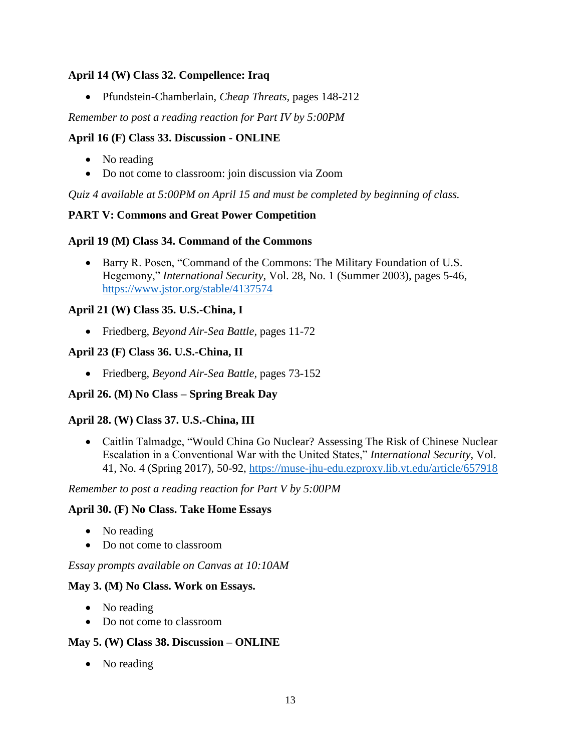**April 14 (W) Class 32. Compellence: Iraq**

- Pfundstein-Chamberlain, *Cheap Threats*, pages 148-212

*Remember to post a reading reaction for Part IV by 5:00PM*

**April 16 (F) Class 33. Discussion - ONLINE**

- No reading
- Do not come to classroom: join discussion via Zoom

*Quiz 4 available at 5:00PM on April 15 and must be completed by beginning of class.*

**PART V: Commons and Great Power Competition**

**April 19 (M) Class 34. Command of the Commons**

- Barry R. Posen, "Command of the Commons: The Military Foundation of U.S. Hegemony," *International Security*, Vol. 28, No. 1 (Summer 2003), pages 5-46, https://www.jstor.org/stable/4137574

**April 21 (W) Class 35. U.S.-China, I**

- Friedberg, *Beyond Air-Sea Battle*, pages 11-72

**April 23 (F) Class 36. U.S.-China, II**

- Friedberg, *Beyond Air-Sea Battle*, pages 73-152

**April 26. (M) No Class – Spring Break Day**

**April 28. (W) Class 37. U.S.-China, III**

- Caitlin Talmadge, "Would China Go Nuclear? Assessing The Risk of Chinese Nuclear Escalation in a Conventional War with the United States," *International Security*, Vol. 41, No. 4 (Spring 2017), 50-92, https://muse-jhu-edu.ezproxy.lib.vt.edu/article/657918

*Remember to post a reading reaction for Part V by 5:00PM*

**April 30. (F) No Class. Take Home Essays**

- No reading
- Do not come to classroom

*Essay prompts available on Canvas at 10:10AM*

**May 3. (M) No Class. Work on Essays.**

- No reading
- Do not come to classroom

**May 5. (W) Class 38. Discussion – ONLINE**

- No reading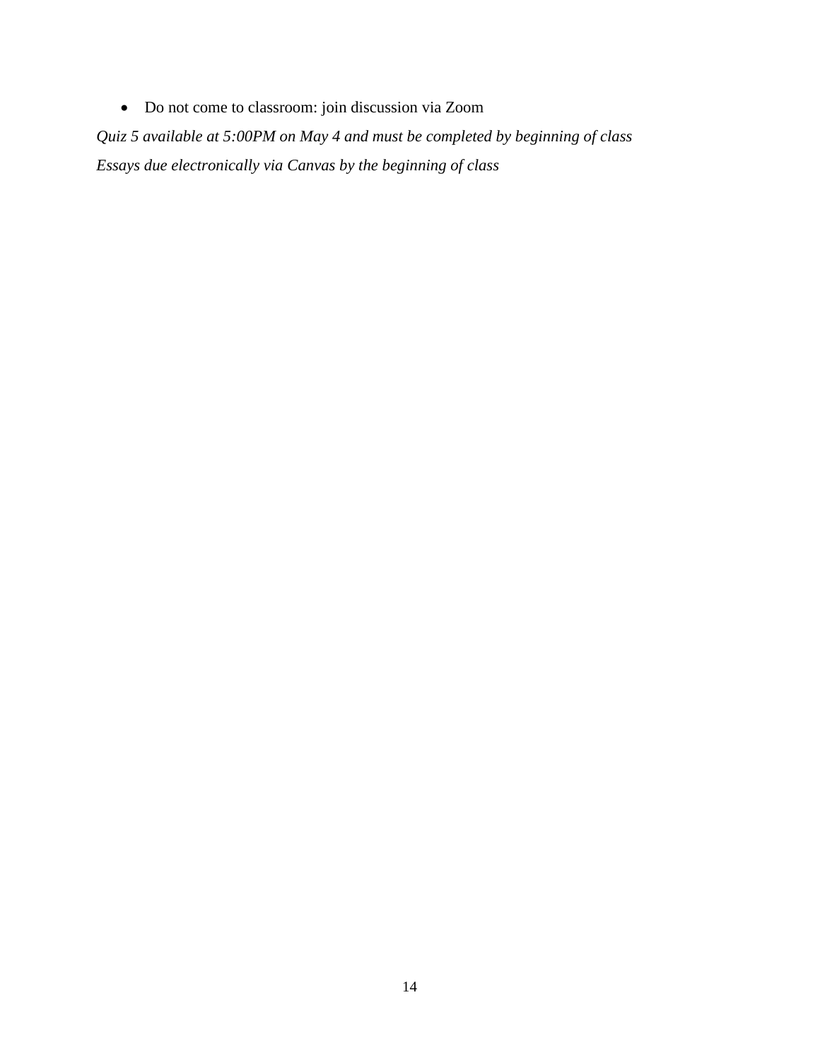- Do not come to classroom: join discussion via Zoom

*Quiz 5 available at 5:00PM on May 4 and must be completed by beginning of class*

*Essays due electronically via Canvas by the beginning of class*